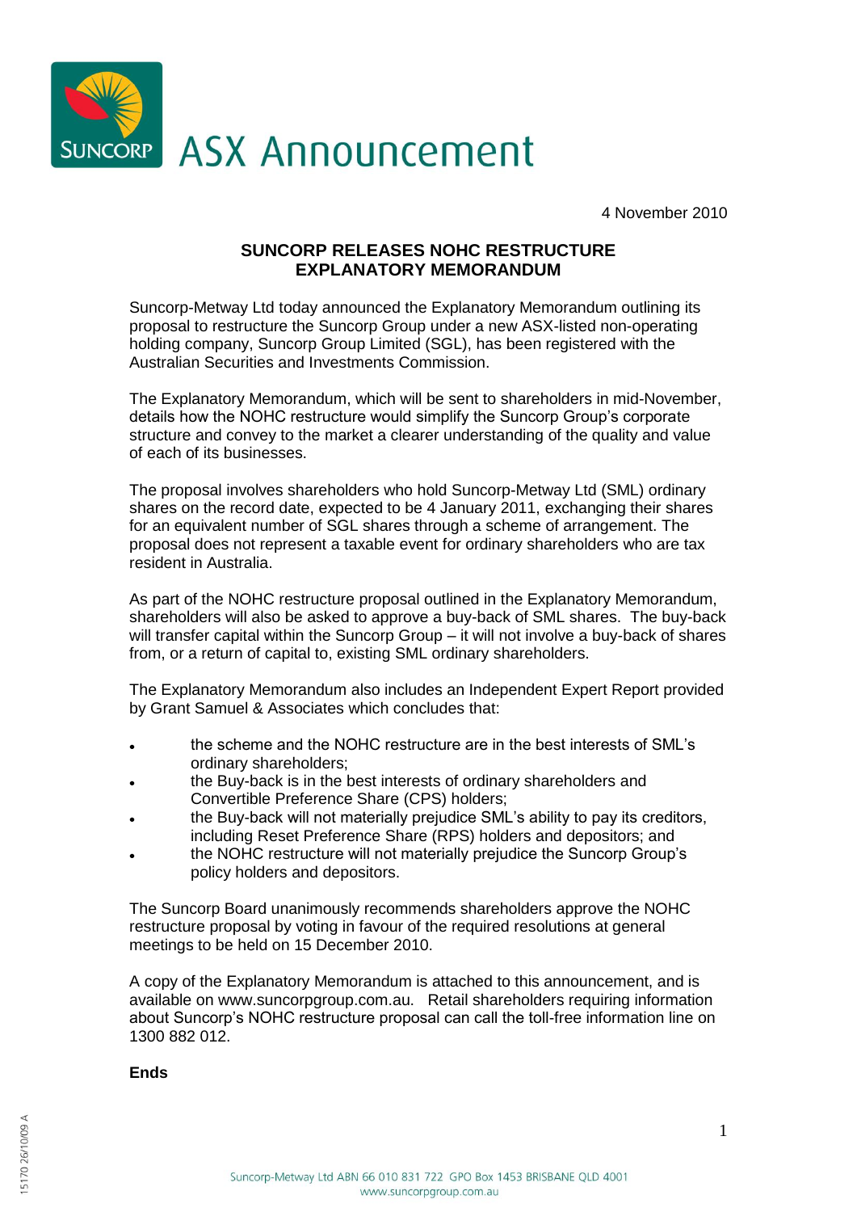# ASX Announcement

4 November 2010

## SUNCORP RELEASES NOHC RESTRUCTURE EXPLANATORY MEMORANDUM

Suncorp-Metway Ltd today announced the Explanatory Memorandum outlining its proposal to restructure the Suncorp Group under a new ASX-listed non-operating holding company, Suncorp Group Limited (SGL), has been registered with the Australian Securities and Investments Commission.

The Explanatory Memorandum, which will be sent to shareholders in mid-November, details how the NOHC restructure would simplify the Suncorp Group's corporate structure and convey to the market a clearer understanding of the quality and value of each of its businesses.

The proposal involves shareholders who hold Suncorp-Metway Ltd (SML) ordinary shares on the record date, expected to be 4 January 2011, exchanging their shares for an equivalent number of SGL shares through a scheme of arrangement. The proposal does not represent a taxable event for ordinary shareholders who are tax resident in Australia.

As part of the NOHC restructure proposal outlined in the Explanatory Memorandum, shareholders will also be asked to approve a buy-back of SML shares. The buy-back will transfer capital within the Suncorp Group – it will not involve a buy-back of shares from, or a return of capital to, existing SML ordinary shareholders.

The Explanatory Memorandum also includes an Independent Expert Report provided by Grant Samuel & Associates which concludes that:

- the scheme and the NOHC restructure are in the best interests of SML's ordinary shareholders;
- the Buy-back is in the best interests of ordinary shareholders and Convertible Preference Share (CPS) holders;
- the Buy-back will not materially prejudice SML's ability to pay its creditors, including Reset Preference Share (RPS) holders and depositors; and
- the NOHC restructure will not materially prejudice the Suncorp Group's policy holders and depositors.

The Suncorp Board unanimously recommends shareholders approve the NOHC restructure proposal by voting in favour of the required resolutions at general meetings to be held on 15 December 2010.

A copy of the Explanatory Memorandum is attached to this announcement, and is available on www.suncorpgroup.com.au. Retail shareholders requiring information about Suncorp's NOHC restructure proposal can call the toll-free information line on 1300 882 012.

**Ends**

Suncorp-Metway Ltd ABN 66 010 831 722 GPO Box 1453 BRISBANE QLD 4001
www.suncorpgroup.com.au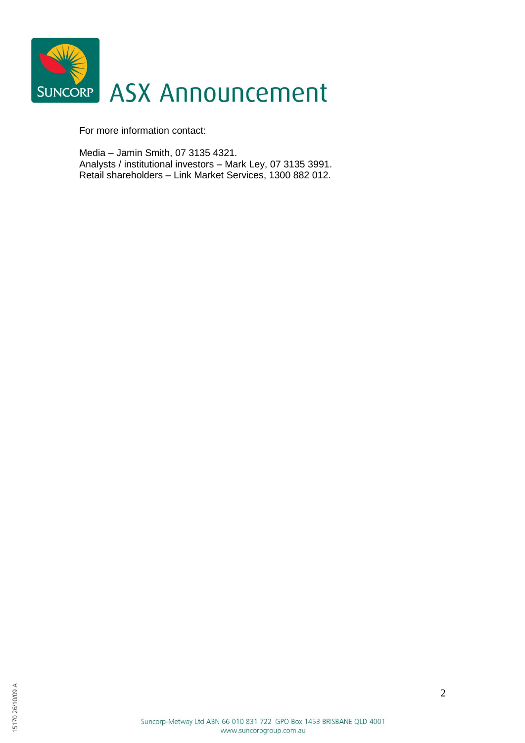# ASX Announcement

For more information contact:

Media – Jamin Smith, 07 3135 4321.
Analysts / institutional investors – Mark Ley, 07 3135 3991.
Retail shareholders – Link Market Services, 1300 882 012.